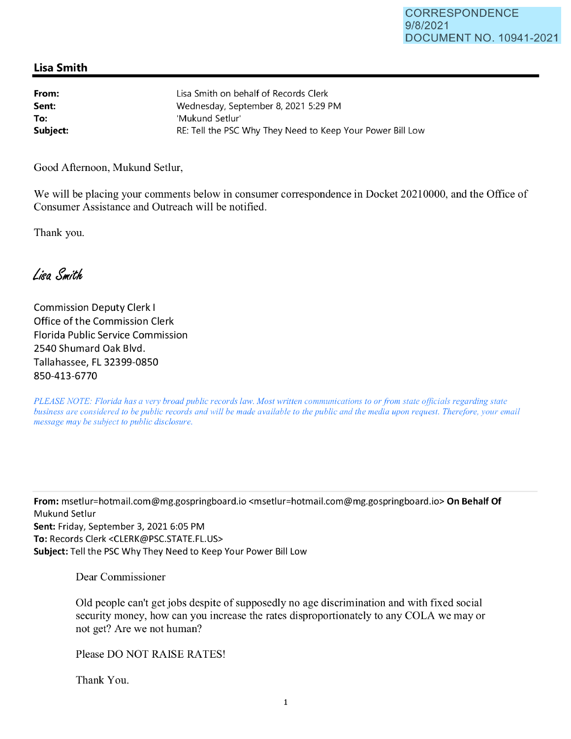CORRESPONDENCE
9/8/2021
DOCUMENT NO. 10941-2021

## Lisa Smith

**From:** Lisa Smith on behalf of Records Clerk
**Sent:** Wednesday, September 8, 2021 5:29 PM
**To:** 'Mukund Setlur'
**Subject:** RE: Tell the PSC Why They Need to Keep Your Power Bill Low

Good Afternoon, Mukund Setlur,

We will be placing your comments below in consumer correspondence in Docket 20210000, and the Office of Consumer Assistance and Outreach will be notified.

Thank you.

*Lisa Smith*

Commission Deputy Clerk I
Office of the Commission Clerk
Florida Public Service Commission
2540 Shumard Oak Blvd.
Tallahassee, FL 32399-0850
850-413-6770

*PLEASE NOTE: Florida has a very broad public records law. Most written communications to or from state officials regarding state business are considered to be public records and will be made available to the public and the media upon request. Therefore, your email message may be subject to public disclosure.*

---

**From:** msetlur=hotmail.com@mg.gospringboard.io <msetlur=hotmail.com@mg.gospringboard.io> **On Behalf Of** Mukund Setlur
**Sent:** Friday, September 3, 2021 6:05 PM
**To:** Records Clerk <CLERK@PSC.STATE.FL.US>
**Subject:** Tell the PSC Why They Need to Keep Your Power Bill Low

Dear Commissioner

Old people can't get jobs despite of supposedly no age discrimination and with fixed social security money, how can you increase the rates disproportionately to any COLA we may or not get? Are we not human?

Please DO NOT RAISE RATES!

Thank You.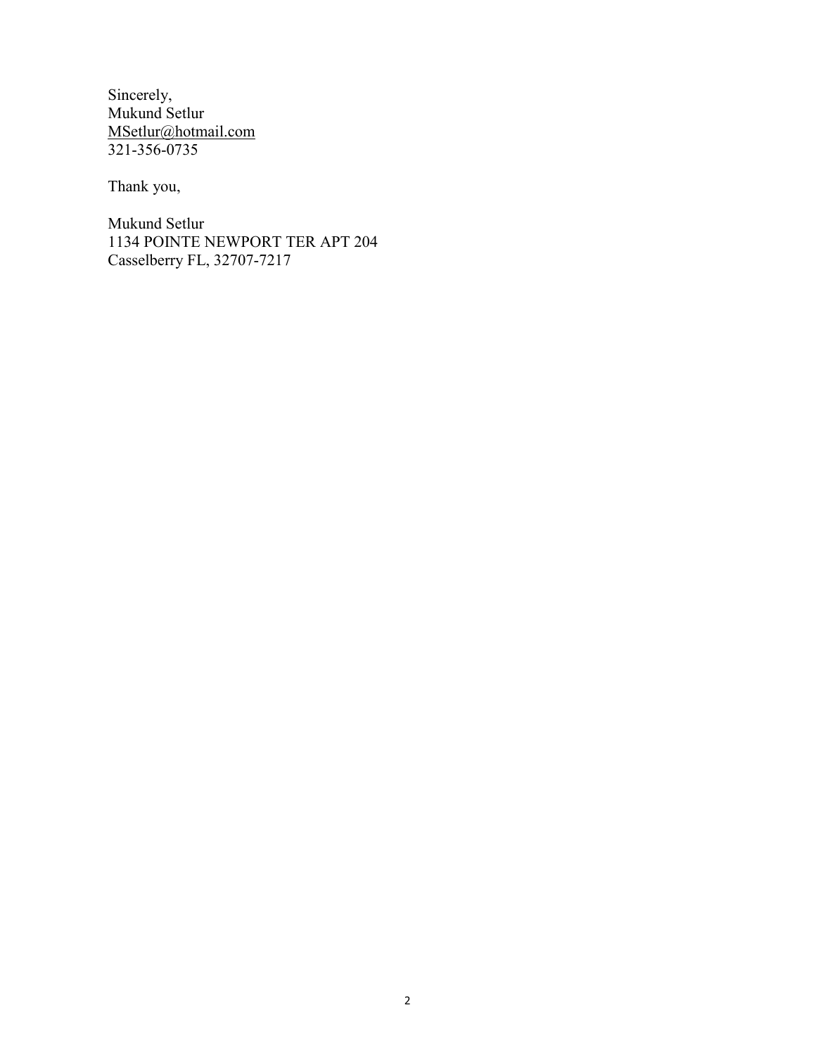Sincerely,
Mukund Setlur
MSetlur@hotmail.com
321-356-0735

Thank you,

Mukund Setlur
1134 POINTE NEWPORT TER APT 204
Casselberry FL, 32707-7217